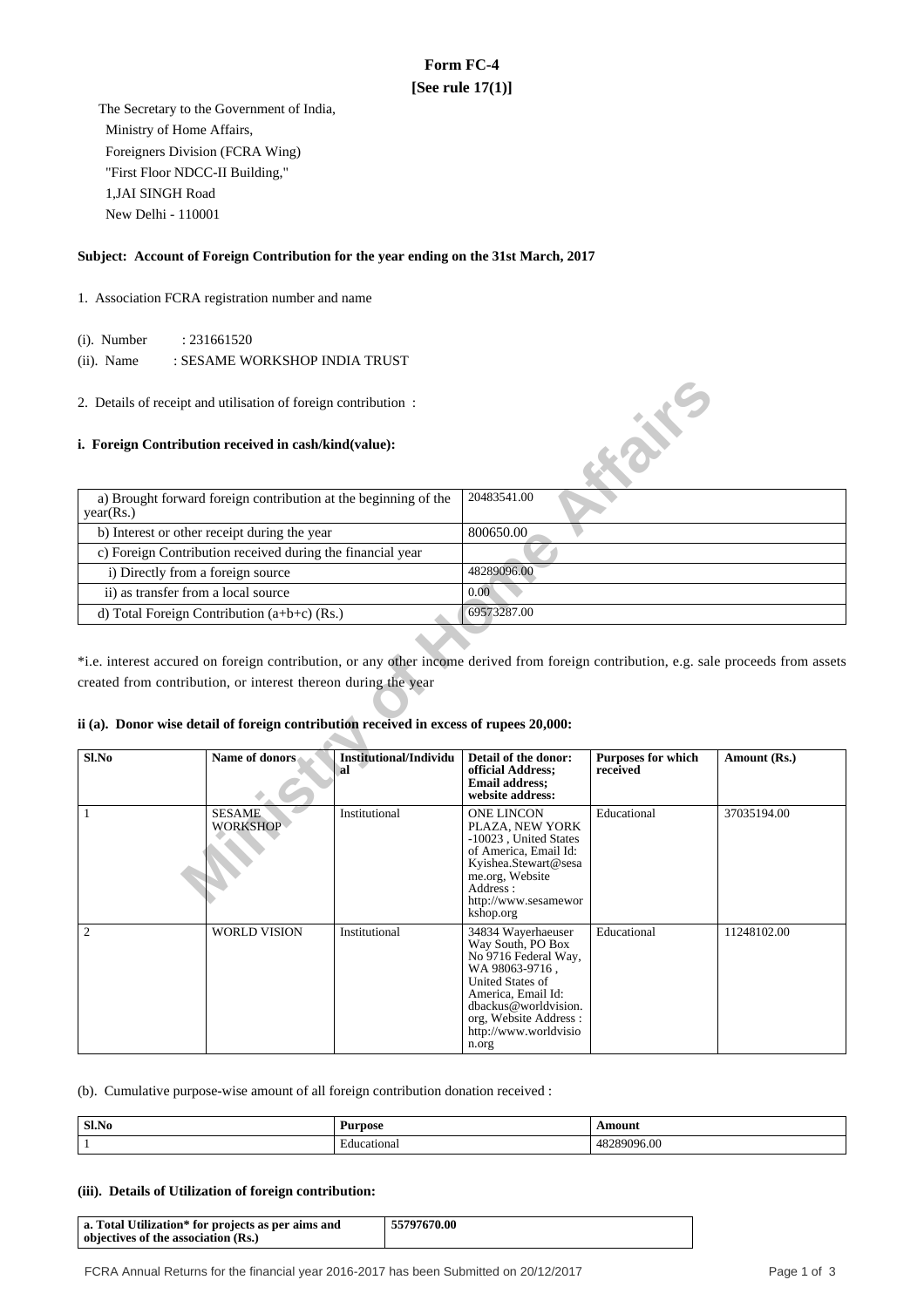# Form FC-4
## [See rule 17(1)]

The Secretary to the Government of India,
Ministry of Home Affairs,
Foreigners Division (FCRA Wing)
"First Floor NDCC-II Building,"
1,JAI SINGH Road
New Delhi - 110001

**Subject: Account of Foreign Contribution for the year ending on the 31st March, 2017**

1. Association FCRA registration number and name

(i). Number : 231661520

(ii). Name : SESAME WORKSHOP INDIA TRUST

2. Details of receipt and utilisation of foreign contribution :

**i. Foreign Contribution received in cash/kind(value):**

| | |
|---|---|
| a) Brought forward foreign contribution at the beginning of the year(Rs.) | 20483541.00 |
| b) Interest or other receipt during the year | 800650.00 |
| c) Foreign Contribution received during the financial year | |
| i) Directly from a foreign source | 48289096.00 |
| ii) as transfer from a local source | 0.00 |
| d) Total Foreign Contribution (a+b+c) (Rs.) | 69573287.00 |

*i.e. interest accured on foreign contribution, or any other income derived from foreign contribution, e.g. sale proceeds from assets created from contribution, or interest thereon during the year

**ii (a). Donor wise detail of foreign contribution received in excess of rupees 20,000:**

| Sl.No | Name of donors | Institutional/Individual | Detail of the donor: official Address; Email address; website address: | Purposes for which received | Amount (Rs.) |
|---|---|---|---|---|---|
| 1 | SESAME WORKSHOP | Institutional | ONE LINCON PLAZA, NEW YORK -10023 , United States of America, Email Id: Kyishea.Stewart@sesame.org, Website Address : http://www.sesameworkshop.org | Educational | 37035194.00 |
| 2 | WORLD VISION | Institutional | 34834 Wayerhaeuser Way South, PO Box No 9716 Federal Way, WA 98063-9716 , United States of America, Email Id: dbackus@worldvision.org, Website Address : http://www.worldvision.org | Educational | 11248102.00 |

(b). Cumulative purpose-wise amount of all foreign contribution donation received :

| Sl.No | Purpose | Amount |
|---|---|---|
| 1 | Educational | 48289096.00 |

**(iii). Details of Utilization of foreign contribution:**

| | |
|---|---|
| **a. Total Utilization* for projects as per aims and objectives of the association (Rs.)** | **55797670.00** |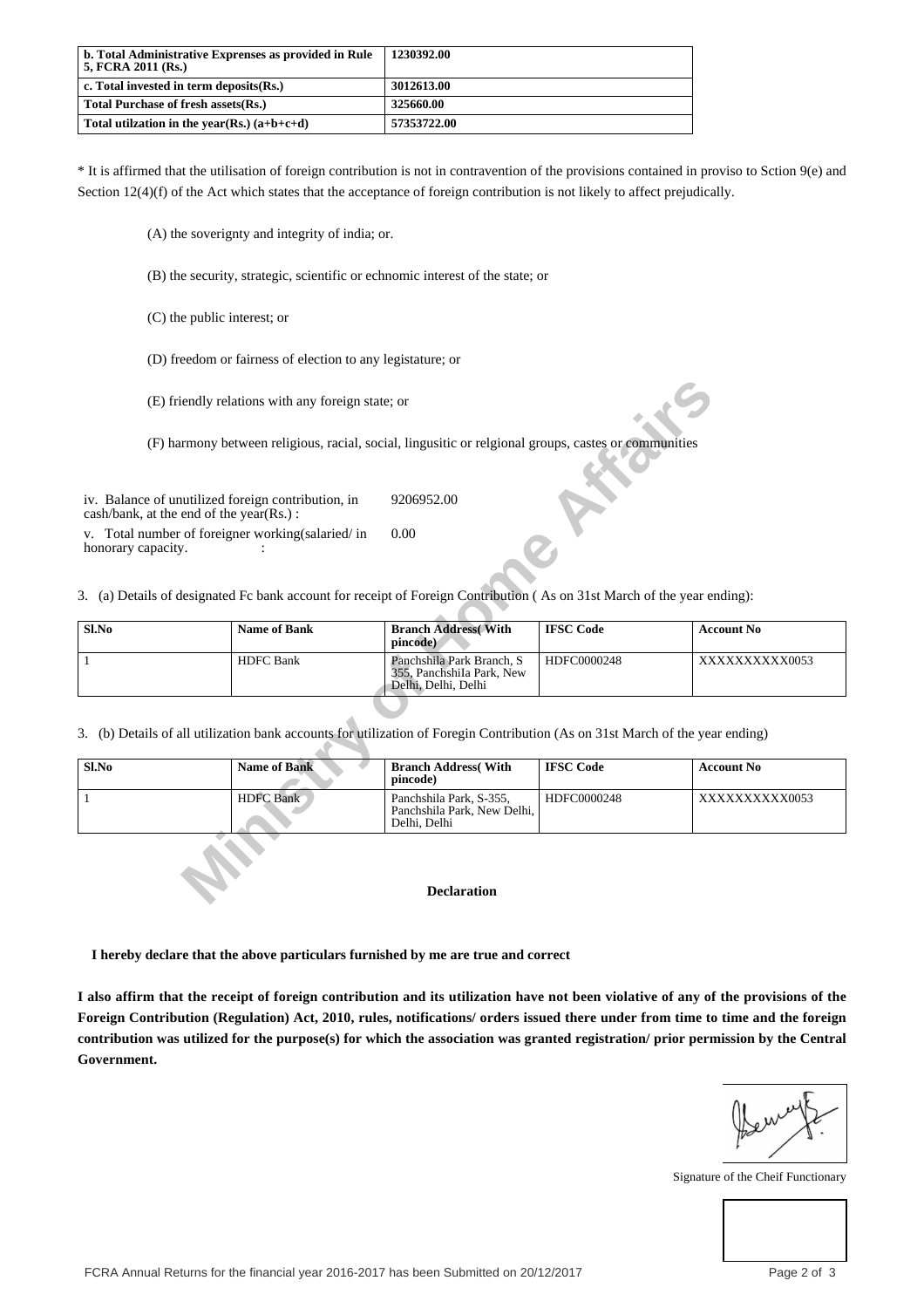| b. Total Administrative Expenses as provided in Rule 5, FCRA 2011 (Rs.) | 1230392.00 |
| --- | --- |
| c. Total invested in term deposits(Rs.) | 3012613.00 |
| Total Purchase of fresh assets(Rs.) | 325660.00 |
| Total utilzation in the year(Rs.) (a+b+c+d) | 57353722.00 |

* It is affirmed that the utilisation of foreign contribution is not in contravention of the provisions contained in proviso to Sction 9(e) and Section 12(4)(f) of the Act which states that the acceptance of foreign contribution is not likely to affect prejudically.

(A) the soverignty and integrity of india; or.

(B) the security, strategic, scientific or echnomic interest of the state; or

(C) the public interest; or

(D) freedom or fairness of election to any legistature; or

(E) friendly relations with any foreign state; or

(F) harmony between religious, racial, social, lingusitic or relgional groups, castes or communities

iv. Balance of unutilized foreign contribution, in cash/bank, at the end of the year(Rs.) : 9206952.00

v. Total number of foreigner working(salaried/ in honorary capacity. : 0.00

3. (a) Details of designated Fc bank account for receipt of Foreign Contribution ( As on 31st March of the year ending):

| Sl.No | Name of Bank | Branch Address( With pincode) | IFSC Code | Account No |
| --- | --- | --- | --- | --- |
| 1 | HDFC Bank | Panchshila Park Branch, S 355, Panchshila Park, New Delhi, Delhi, Delhi | HDFC0000248 | XXXXXXXXXX0053 |

3. (b) Details of all utilization bank accounts for utilization of Foregin Contribution (As on 31st March of the year ending)

| Sl.No | Name of Bank | Branch Address( With pincode) | IFSC Code | Account No |
| --- | --- | --- | --- | --- |
| 1 | HDFC Bank | Panchshila Park, S-355, Panchshila Park, New Delhi, Delhi, Delhi | HDFC0000248 | XXXXXXXXXX0053 |

**Declaration**

**I hereby declare that the above particulars furnished by me are true and correct**

**I also affirm that the receipt of foreign contribution and its utilization have not been violative of any of the provisions of the Foreign Contribution (Regulation) Act, 2010, rules, notifications/ orders issued there under from time to time and the foreign contribution was utilized for the purpose(s) for which the association was granted registration/ prior permission by the Central Government.**

Signature of the Cheif Functionary

FCRA Annual Returns for the financial year 2016-2017 has been Submitted on 20/12/2017